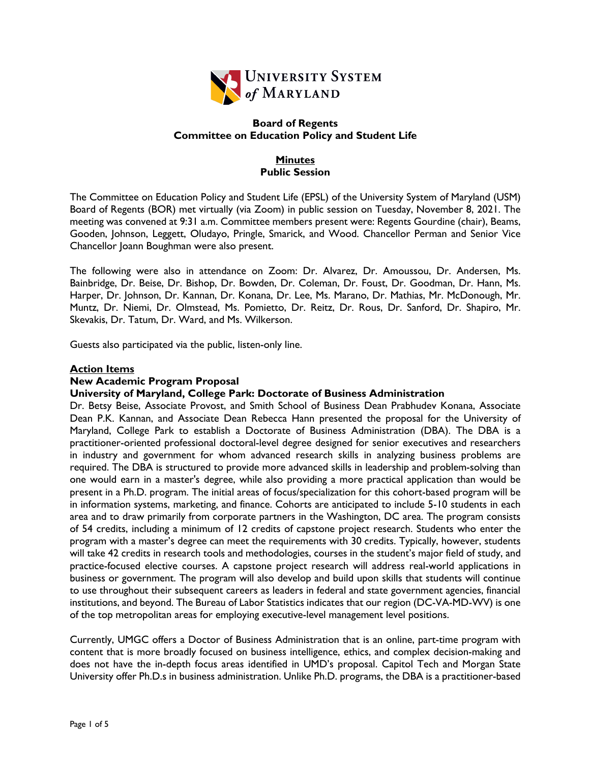University System of Maryland

**Board of Regents**
**Committee on Education Policy and Student Life**

**Minutes**
**Public Session**

The Committee on Education Policy and Student Life (EPSL) of the University System of Maryland (USM) Board of Regents (BOR) met virtually (via Zoom) in public session on Tuesday, November 8, 2021. The meeting was convened at 9:31 a.m. Committee members present were: Regents Gourdine (chair), Beams, Gooden, Johnson, Leggett, Oludayo, Pringle, Smarick, and Wood. Chancellor Perman and Senior Vice Chancellor Joann Boughman were also present.

The following were also in attendance on Zoom: Dr. Alvarez, Dr. Amoussou, Dr. Andersen, Ms. Bainbridge, Dr. Beise, Dr. Bishop, Dr. Bowden, Dr. Coleman, Dr. Foust, Dr. Goodman, Dr. Hann, Ms. Harper, Dr. Johnson, Dr. Kannan, Dr. Konana, Dr. Lee, Ms. Marano, Dr. Mathias, Mr. McDonough, Mr. Muntz, Dr. Niemi, Dr. Olmstead, Ms. Pomietto, Dr. Reitz, Dr. Rous, Dr. Sanford, Dr. Shapiro, Mr. Skevakis, Dr. Tatum, Dr. Ward, and Ms. Wilkerson.

Guests also participated via the public, listen-only line.

## Action Items

### New Academic Program Proposal

#### University of Maryland, College Park: Doctorate of Business Administration

Dr. Betsy Beise, Associate Provost, and Smith School of Business Dean Prabhudev Konana, Associate Dean P.K. Kannan, and Associate Dean Rebecca Hann presented the proposal for the University of Maryland, College Park to establish a Doctorate of Business Administration (DBA). The DBA is a practitioner-oriented professional doctoral-level degree designed for senior executives and researchers in industry and government for whom advanced research skills in analyzing business problems are required. The DBA is structured to provide more advanced skills in leadership and problem-solving than one would earn in a master's degree, while also providing a more practical application than would be present in a Ph.D. program. The initial areas of focus/specialization for this cohort-based program will be in information systems, marketing, and finance. Cohorts are anticipated to include 5-10 students in each area and to draw primarily from corporate partners in the Washington, DC area. The program consists of 54 credits, including a minimum of 12 credits of capstone project research. Students who enter the program with a master's degree can meet the requirements with 30 credits. Typically, however, students will take 42 credits in research tools and methodologies, courses in the student's major field of study, and practice-focused elective courses. A capstone project research will address real-world applications in business or government. The program will also develop and build upon skills that students will continue to use throughout their subsequent careers as leaders in federal and state government agencies, financial institutions, and beyond. The Bureau of Labor Statistics indicates that our region (DC-VA-MD-WV) is one of the top metropolitan areas for employing executive-level management level positions.

Currently, UMGC offers a Doctor of Business Administration that is an online, part-time program with content that is more broadly focused on business intelligence, ethics, and complex decision-making and does not have the in-depth focus areas identified in UMD's proposal. Capitol Tech and Morgan State University offer Ph.D.s in business administration. Unlike Ph.D. programs, the DBA is a practitioner-based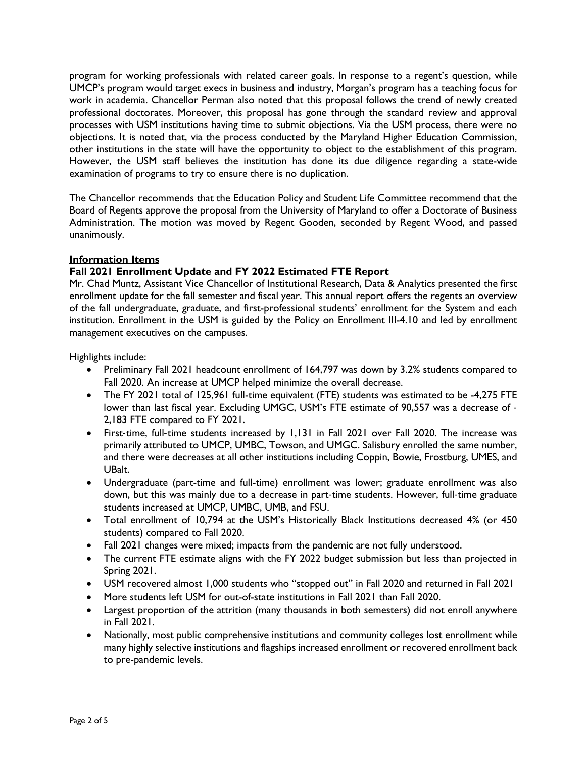program for working professionals with related career goals. In response to a regent's question, while UMCP's program would target execs in business and industry, Morgan's program has a teaching focus for work in academia. Chancellor Perman also noted that this proposal follows the trend of newly created professional doctorates. Moreover, this proposal has gone through the standard review and approval processes with USM institutions having time to submit objections. Via the USM process, there were no objections. It is noted that, via the process conducted by the Maryland Higher Education Commission, other institutions in the state will have the opportunity to object to the establishment of this program. However, the USM staff believes the institution has done its due diligence regarding a state-wide examination of programs to try to ensure there is no duplication.

The Chancellor recommends that the Education Policy and Student Life Committee recommend that the Board of Regents approve the proposal from the University of Maryland to offer a Doctorate of Business Administration. The motion was moved by Regent Gooden, seconded by Regent Wood, and passed unanimously.

**Information Items**

**Fall 2021 Enrollment Update and FY 2022 Estimated FTE Report**

Mr. Chad Muntz, Assistant Vice Chancellor of Institutional Research, Data & Analytics presented the first enrollment update for the fall semester and fiscal year. This annual report offers the regents an overview of the fall undergraduate, graduate, and first-professional students' enrollment for the System and each institution. Enrollment in the USM is guided by the Policy on Enrollment III-4.10 and led by enrollment management executives on the campuses.

Highlights include:

- Preliminary Fall 2021 headcount enrollment of 164,797 was down by 3.2% students compared to Fall 2020. An increase at UMCP helped minimize the overall decrease.
- The FY 2021 total of 125,961 full-time equivalent (FTE) students was estimated to be -4,275 FTE lower than last fiscal year. Excluding UMGC, USM's FTE estimate of 90,557 was a decrease of -2,183 FTE compared to FY 2021.
- First-time, full-time students increased by 1,131 in Fall 2021 over Fall 2020. The increase was primarily attributed to UMCP, UMBC, Towson, and UMGC. Salisbury enrolled the same number, and there were decreases at all other institutions including Coppin, Bowie, Frostburg, UMES, and UBalt.
- Undergraduate (part-time and full-time) enrollment was lower; graduate enrollment was also down, but this was mainly due to a decrease in part-time students. However, full-time graduate students increased at UMCP, UMBC, UMB, and FSU.
- Total enrollment of 10,794 at the USM's Historically Black Institutions decreased 4% (or 450 students) compared to Fall 2020.
- Fall 2021 changes were mixed; impacts from the pandemic are not fully understood.
- The current FTE estimate aligns with the FY 2022 budget submission but less than projected in Spring 2021.
- USM recovered almost 1,000 students who "stopped out" in Fall 2020 and returned in Fall 2021
- More students left USM for out-of-state institutions in Fall 2021 than Fall 2020.
- Largest proportion of the attrition (many thousands in both semesters) did not enroll anywhere in Fall 2021.
- Nationally, most public comprehensive institutions and community colleges lost enrollment while many highly selective institutions and flagships increased enrollment or recovered enrollment back to pre-pandemic levels.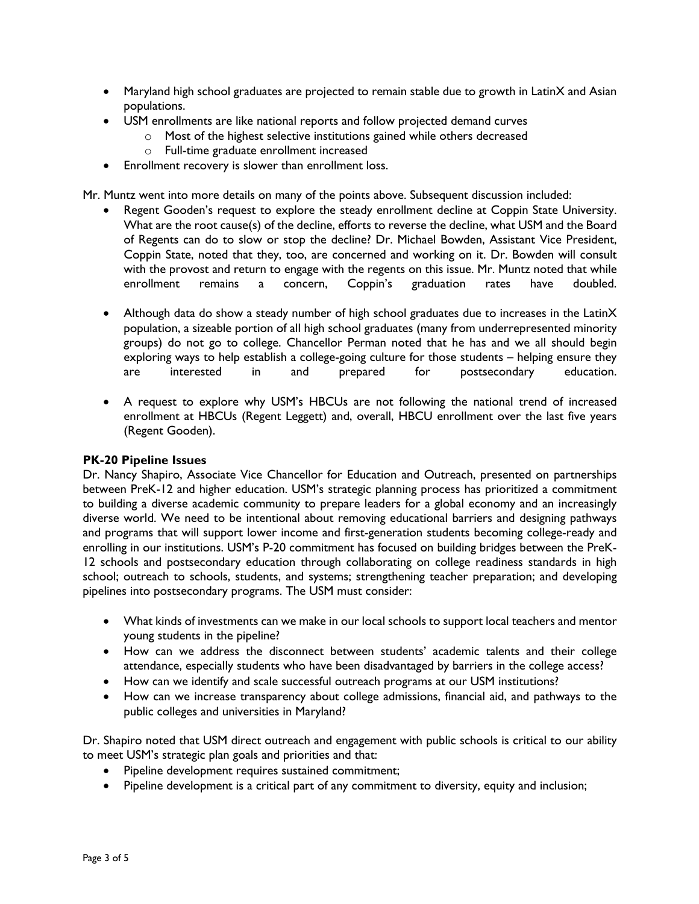- Maryland high school graduates are projected to remain stable due to growth in LatinX and Asian populations.
- USM enrollments are like national reports and follow projected demand curves
  - Most of the highest selective institutions gained while others decreased
  - Full-time graduate enrollment increased
- Enrollment recovery is slower than enrollment loss.

Mr. Muntz went into more details on many of the points above. Subsequent discussion included:

- Regent Gooden's request to explore the steady enrollment decline at Coppin State University. What are the root cause(s) of the decline, efforts to reverse the decline, what USM and the Board of Regents can do to slow or stop the decline? Dr. Michael Bowden, Assistant Vice President, Coppin State, noted that they, too, are concerned and working on it. Dr. Bowden will consult with the provost and return to engage with the regents on this issue. Mr. Muntz noted that while enrollment remains a concern, Coppin's graduation rates have doubled.

- Although data do show a steady number of high school graduates due to increases in the LatinX population, a sizeable portion of all high school graduates (many from underrepresented minority groups) do not go to college. Chancellor Perman noted that he has and we all should begin exploring ways to help establish a college-going culture for those students – helping ensure they are interested in and prepared for postsecondary education.

- A request to explore why USM's HBCUs are not following the national trend of increased enrollment at HBCUs (Regent Leggett) and, overall, HBCU enrollment over the last five years (Regent Gooden).

**PK-20 Pipeline Issues**

Dr. Nancy Shapiro, Associate Vice Chancellor for Education and Outreach, presented on partnerships between PreK-12 and higher education. USM's strategic planning process has prioritized a commitment to building a diverse academic community to prepare leaders for a global economy and an increasingly diverse world. We need to be intentional about removing educational barriers and designing pathways and programs that will support lower income and first-generation students becoming college-ready and enrolling in our institutions. USM's P-20 commitment has focused on building bridges between the PreK-12 schools and postsecondary education through collaborating on college readiness standards in high school; outreach to schools, students, and systems; strengthening teacher preparation; and developing pipelines into postsecondary programs. The USM must consider:

- What kinds of investments can we make in our local schools to support local teachers and mentor young students in the pipeline?
- How can we address the disconnect between students' academic talents and their college attendance, especially students who have been disadvantaged by barriers in the college access?
- How can we identify and scale successful outreach programs at our USM institutions?
- How can we increase transparency about college admissions, financial aid, and pathways to the public colleges and universities in Maryland?

Dr. Shapiro noted that USM direct outreach and engagement with public schools is critical to our ability to meet USM's strategic plan goals and priorities and that:

- Pipeline development requires sustained commitment;
- Pipeline development is a critical part of any commitment to diversity, equity and inclusion;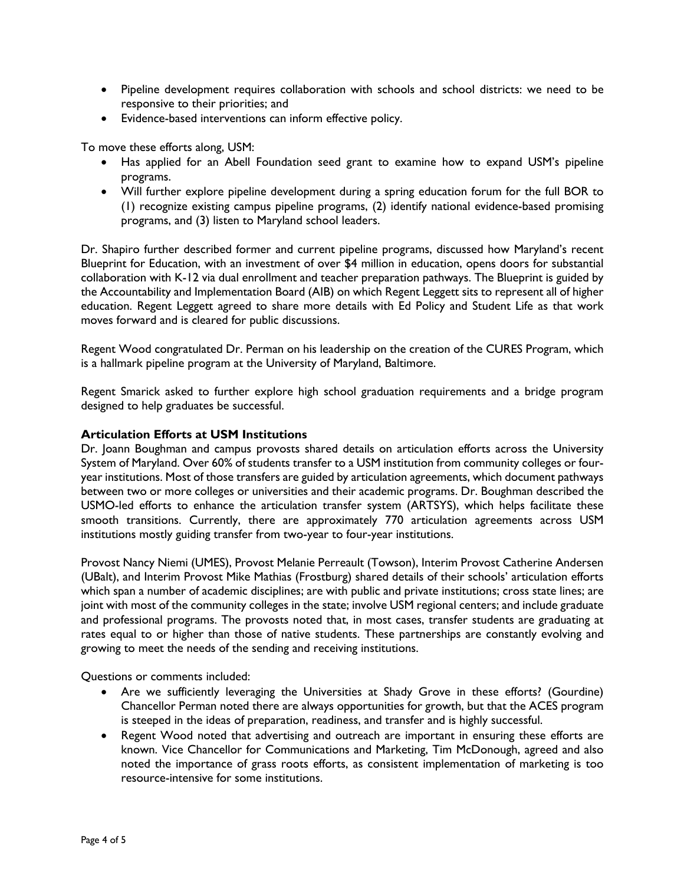- Pipeline development requires collaboration with schools and school districts: we need to be responsive to their priorities; and
- Evidence-based interventions can inform effective policy.

To move these efforts along, USM:

- Has applied for an Abell Foundation seed grant to examine how to expand USM's pipeline programs.
- Will further explore pipeline development during a spring education forum for the full BOR to (1) recognize existing campus pipeline programs, (2) identify national evidence-based promising programs, and (3) listen to Maryland school leaders.

Dr. Shapiro further described former and current pipeline programs, discussed how Maryland's recent Blueprint for Education, with an investment of over $4 million in education, opens doors for substantial collaboration with K-12 via dual enrollment and teacher preparation pathways. The Blueprint is guided by the Accountability and Implementation Board (AIB) on which Regent Leggett sits to represent all of higher education. Regent Leggett agreed to share more details with Ed Policy and Student Life as that work moves forward and is cleared for public discussions.

Regent Wood congratulated Dr. Perman on his leadership on the creation of the CURES Program, which is a hallmark pipeline program at the University of Maryland, Baltimore.

Regent Smarick asked to further explore high school graduation requirements and a bridge program designed to help graduates be successful.

**Articulation Efforts at USM Institutions**

Dr. Joann Boughman and campus provosts shared details on articulation efforts across the University System of Maryland. Over 60% of students transfer to a USM institution from community colleges or four-year institutions. Most of those transfers are guided by articulation agreements, which document pathways between two or more colleges or universities and their academic programs. Dr. Boughman described the USMO-led efforts to enhance the articulation transfer system (ARTSYS), which helps facilitate these smooth transitions. Currently, there are approximately 770 articulation agreements across USM institutions mostly guiding transfer from two-year to four-year institutions.

Provost Nancy Niemi (UMES), Provost Melanie Perreault (Towson), Interim Provost Catherine Andersen (UBalt), and Interim Provost Mike Mathias (Frostburg) shared details of their schools' articulation efforts which span a number of academic disciplines; are with public and private institutions; cross state lines; are joint with most of the community colleges in the state; involve USM regional centers; and include graduate and professional programs. The provosts noted that, in most cases, transfer students are graduating at rates equal to or higher than those of native students. These partnerships are constantly evolving and growing to meet the needs of the sending and receiving institutions.

Questions or comments included:

- Are we sufficiently leveraging the Universities at Shady Grove in these efforts? (Gourdine) Chancellor Perman noted there are always opportunities for growth, but that the ACES program is steeped in the ideas of preparation, readiness, and transfer and is highly successful.
- Regent Wood noted that advertising and outreach are important in ensuring these efforts are known. Vice Chancellor for Communications and Marketing, Tim McDonough, agreed and also noted the importance of grass roots efforts, as consistent implementation of marketing is too resource-intensive for some institutions.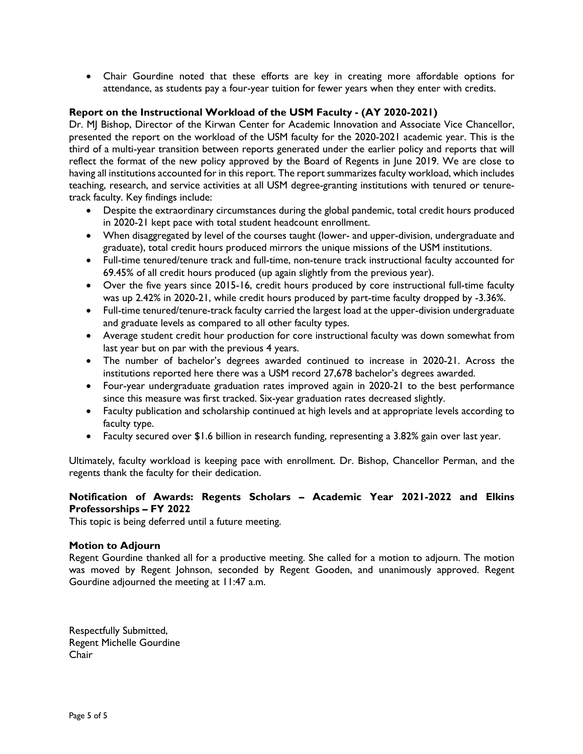- Chair Gourdine noted that these efforts are key in creating more affordable options for attendance, as students pay a four-year tuition for fewer years when they enter with credits.

**Report on the Instructional Workload of the USM Faculty - (AY 2020-2021)**

Dr. MJ Bishop, Director of the Kirwan Center for Academic Innovation and Associate Vice Chancellor, presented the report on the workload of the USM faculty for the 2020-2021 academic year. This is the third of a multi-year transition between reports generated under the earlier policy and reports that will reflect the format of the new policy approved by the Board of Regents in June 2019. We are close to having all institutions accounted for in this report. The report summarizes faculty workload, which includes teaching, research, and service activities at all USM degree-granting institutions with tenured or tenure-track faculty. Key findings include:

- Despite the extraordinary circumstances during the global pandemic, total credit hours produced in 2020-21 kept pace with total student headcount enrollment.
- When disaggregated by level of the courses taught (lower- and upper-division, undergraduate and graduate), total credit hours produced mirrors the unique missions of the USM institutions.
- Full-time tenured/tenure track and full-time, non-tenure track instructional faculty accounted for 69.45% of all credit hours produced (up again slightly from the previous year).
- Over the five years since 2015-16, credit hours produced by core instructional full-time faculty was up 2.42% in 2020-21, while credit hours produced by part-time faculty dropped by -3.36%.
- Full-time tenured/tenure-track faculty carried the largest load at the upper-division undergraduate and graduate levels as compared to all other faculty types.
- Average student credit hour production for core instructional faculty was down somewhat from last year but on par with the previous 4 years.
- The number of bachelor's degrees awarded continued to increase in 2020-21. Across the institutions reported here there was a USM record 27,678 bachelor's degrees awarded.
- Four-year undergraduate graduation rates improved again in 2020-21 to the best performance since this measure was first tracked. Six-year graduation rates decreased slightly.
- Faculty publication and scholarship continued at high levels and at appropriate levels according to faculty type.
- Faculty secured over $1.6 billion in research funding, representing a 3.82% gain over last year.

Ultimately, faculty workload is keeping pace with enrollment. Dr. Bishop, Chancellor Perman, and the regents thank the faculty for their dedication.

**Notification of Awards: Regents Scholars – Academic Year 2021-2022 and Elkins Professorships – FY 2022**

This topic is being deferred until a future meeting.

**Motion to Adjourn**

Regent Gourdine thanked all for a productive meeting. She called for a motion to adjourn. The motion was moved by Regent Johnson, seconded by Regent Gooden, and unanimously approved. Regent Gourdine adjourned the meeting at 11:47 a.m.

Respectfully Submitted,
Regent Michelle Gourdine
Chair